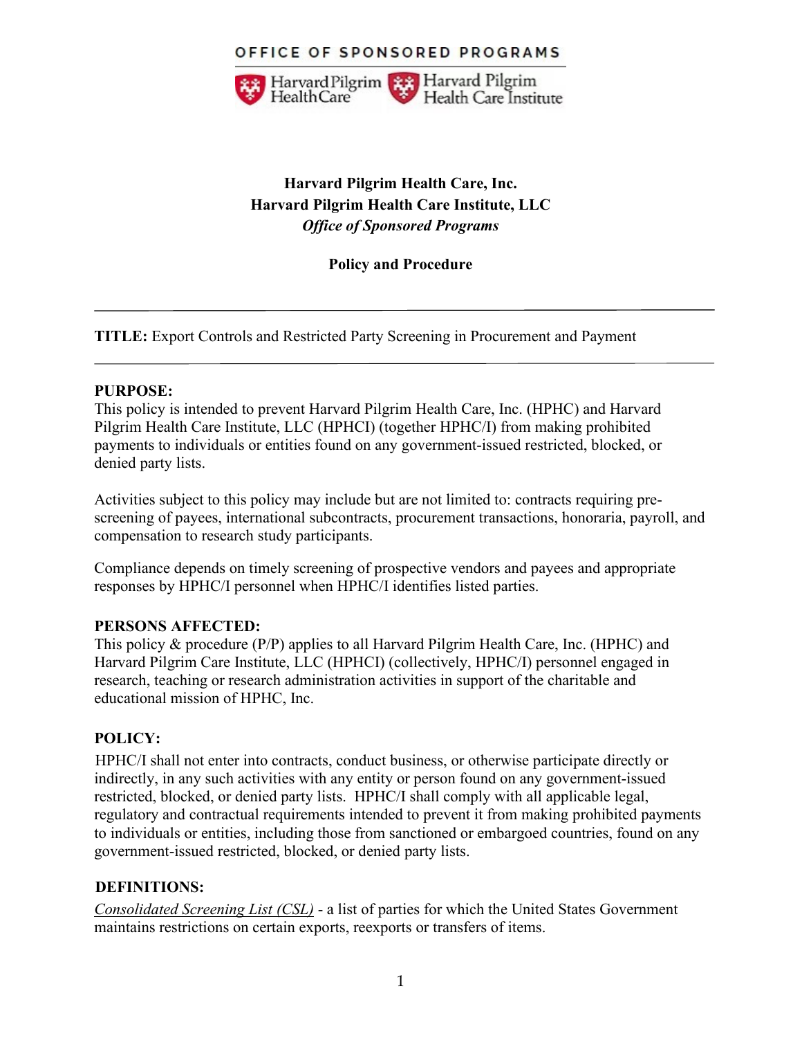OFFICE OF SPONSORED PROGRAMS

Harvard Pilgrim HealthCare | Harvard Pilgrim Health Care Institute

**Harvard Pilgrim Health Care, Inc.**
**Harvard Pilgrim Health Care Institute, LLC**
***Office of Sponsored Programs***

**Policy and Procedure**

---

**TITLE:** Export Controls and Restricted Party Screening in Procurement and Payment

---

**PURPOSE:**
This policy is intended to prevent Harvard Pilgrim Health Care, Inc. (HPHC) and Harvard Pilgrim Health Care Institute, LLC (HPHCI) (together HPHC/I) from making prohibited payments to individuals or entities found on any government-issued restricted, blocked, or denied party lists.

Activities subject to this policy may include but are not limited to: contracts requiring pre-screening of payees, international subcontracts, procurement transactions, honoraria, payroll, and compensation to research study participants.

Compliance depends on timely screening of prospective vendors and payees and appropriate responses by HPHC/I personnel when HPHC/I identifies listed parties.

**PERSONS AFFECTED:**
This policy & procedure (P/P) applies to all Harvard Pilgrim Health Care, Inc. (HPHC) and Harvard Pilgrim Care Institute, LLC (HPHCI) (collectively, HPHC/I) personnel engaged in research, teaching or research administration activities in support of the charitable and educational mission of HPHC, Inc.

**POLICY:**
HPHC/I shall not enter into contracts, conduct business, or otherwise participate directly or indirectly, in any such activities with any entity or person found on any government-issued restricted, blocked, or denied party lists. HPHC/I shall comply with all applicable legal, regulatory and contractual requirements intended to prevent it from making prohibited payments to individuals or entities, including those from sanctioned or embargoed countries, found on any government-issued restricted, blocked, or denied party lists.

**DEFINITIONS:**
*Consolidated Screening List (CSL)* - a list of parties for which the United States Government maintains restrictions on certain exports, reexports or transfers of items.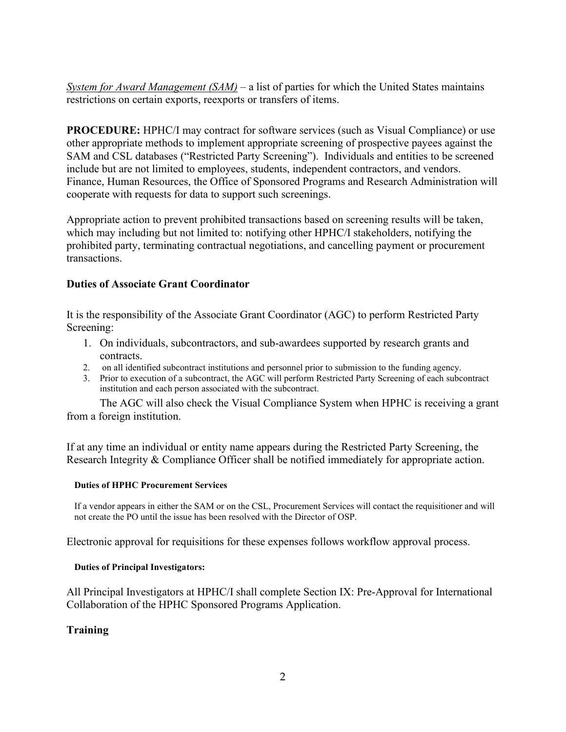*System for Award Management (SAM)* – a list of parties for which the United States maintains restrictions on certain exports, reexports or transfers of items.

**PROCEDURE:** HPHC/I may contract for software services (such as Visual Compliance) or use other appropriate methods to implement appropriate screening of prospective payees against the SAM and CSL databases ("Restricted Party Screening"). Individuals and entities to be screened include but are not limited to employees, students, independent contractors, and vendors. Finance, Human Resources, the Office of Sponsored Programs and Research Administration will cooperate with requests for data to support such screenings.

Appropriate action to prevent prohibited transactions based on screening results will be taken, which may including but not limited to: notifying other HPHC/I stakeholders, notifying the prohibited party, terminating contractual negotiations, and cancelling payment or procurement transactions.

### Duties of Associate Grant Coordinator

It is the responsibility of the Associate Grant Coordinator (AGC) to perform Restricted Party Screening:

1. On individuals, subcontractors, and sub-awardees supported by research grants and contracts.
2. on all identified subcontract institutions and personnel prior to submission to the funding agency.
3. Prior to execution of a subcontract, the AGC will perform Restricted Party Screening of each subcontract institution and each person associated with the subcontract.

The AGC will also check the Visual Compliance System when HPHC is receiving a grant from a foreign institution.

If at any time an individual or entity name appears during the Restricted Party Screening, the Research Integrity & Compliance Officer shall be notified immediately for appropriate action.

#### Duties of HPHC Procurement Services

If a vendor appears in either the SAM or on the CSL, Procurement Services will contact the requisitioner and will not create the PO until the issue has been resolved with the Director of OSP.

Electronic approval for requisitions for these expenses follows workflow approval process.

#### Duties of Principal Investigators:

All Principal Investigators at HPHC/I shall complete Section IX: Pre-Approval for International Collaboration of the HPHC Sponsored Programs Application.

### Training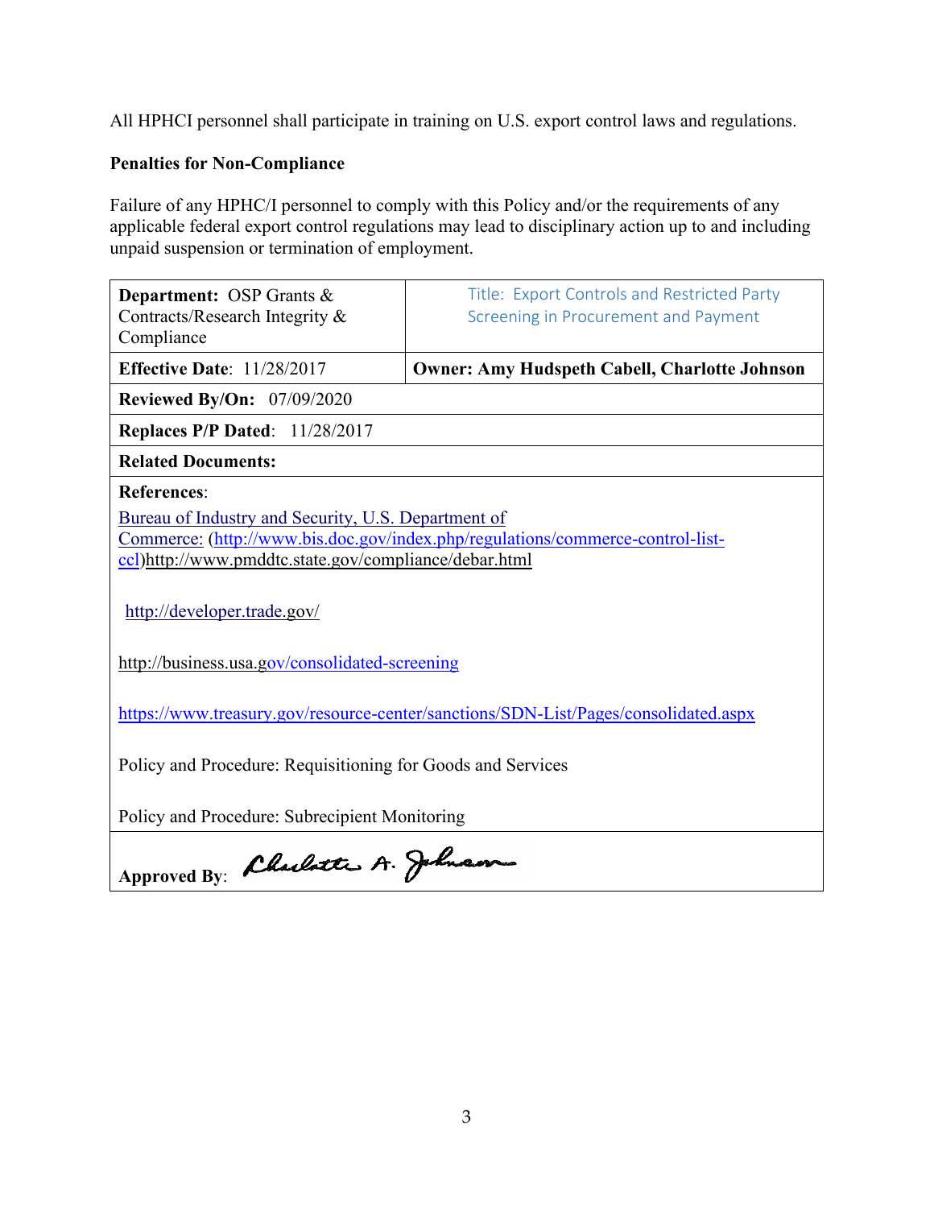All HPHCI personnel shall participate in training on U.S. export control laws and regulations.

**Penalties for Non-Compliance**

Failure of any HPHC/I personnel to comply with this Policy and/or the requirements of any applicable federal export control regulations may lead to disciplinary action up to and including unpaid suspension or termination of employment.

| | |
|---|---|
| **Department:** OSP Grants & Contracts/Research Integrity & Compliance | Title: Export Controls and Restricted Party Screening in Procurement and Payment |
| **Effective Date**: 11/28/2017 | **Owner: Amy Hudspeth Cabell, Charlotte Johnson** |
| **Reviewed By/On:** 07/09/2020 | |
| **Replaces P/P Dated**: 11/28/2017 | |
| **Related Documents:** | |
| **References**: Bureau of Industry and Security, U.S. Department of Commerce: (http://www.bis.doc.gov/index.php/regulations/commerce-control-list-ccl)http://www.pmddtc.state.gov/compliance/debar.html <br><br> http://developer.trade.gov/ <br><br> http://business.usa.gov/consolidated-screening <br><br> https://www.treasury.gov/resource-center/sanctions/SDN-List/Pages/consolidated.aspx <br><br> Policy and Procedure: Requisitioning for Goods and Services <br><br> Policy and Procedure: Subrecipient Monitoring | |
| **Approved By**: Charlotte A. Johnson | |